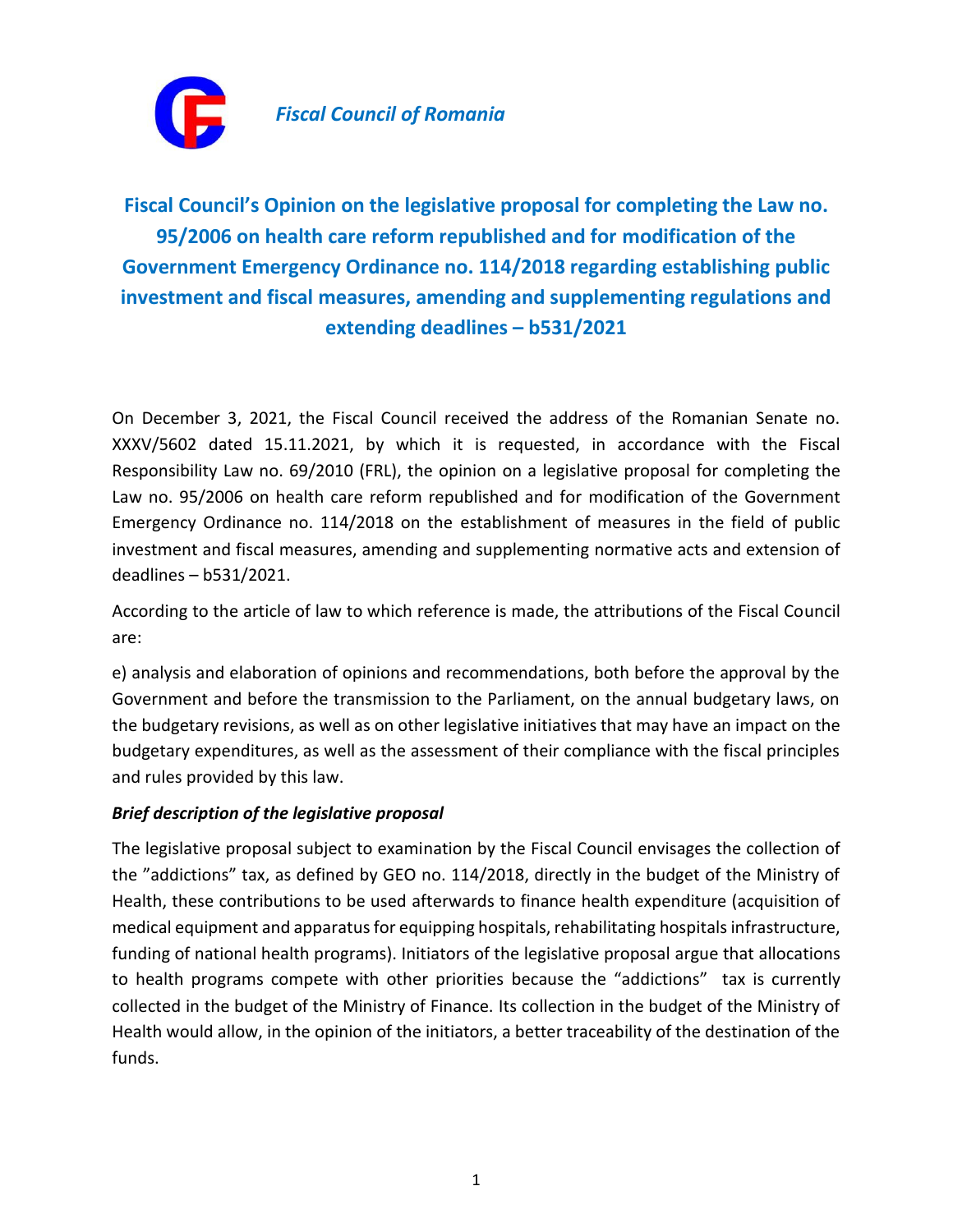*Fiscal Council of Romania*

# Fiscal Council's Opinion on the legislative proposal for completing the Law no. 95/2006 on health care reform republished and for modification of the Government Emergency Ordinance no. 114/2018 regarding establishing public investment and fiscal measures, amending and supplementing regulations and extending deadlines – b531/2021

On December 3, 2021, the Fiscal Council received the address of the Romanian Senate no. XXXV/5602 dated 15.11.2021, by which it is requested, in accordance with the Fiscal Responsibility Law no. 69/2010 (FRL), the opinion on a legislative proposal for completing the Law no. 95/2006 on health care reform republished and for modification of the Government Emergency Ordinance no. 114/2018 on the establishment of measures in the field of public investment and fiscal measures, amending and supplementing normative acts and extension of deadlines – b531/2021.

According to the article of law to which reference is made, the attributions of the Fiscal Council are:

e) analysis and elaboration of opinions and recommendations, both before the approval by the Government and before the transmission to the Parliament, on the annual budgetary laws, on the budgetary revisions, as well as on other legislative initiatives that may have an impact on the budgetary expenditures, as well as the assessment of their compliance with the fiscal principles and rules provided by this law.

### *Brief description of the legislative proposal*

The legislative proposal subject to examination by the Fiscal Council envisages the collection of the "addictions" tax, as defined by GEO no. 114/2018, directly in the budget of the Ministry of Health, these contributions to be used afterwards to finance health expenditure (acquisition of medical equipment and apparatus for equipping hospitals, rehabilitating hospitals infrastructure, funding of national health programs). Initiators of the legislative proposal argue that allocations to health programs compete with other priorities because the "addictions" tax is currently collected in the budget of the Ministry of Finance. Its collection in the budget of the Ministry of Health would allow, in the opinion of the initiators, a better traceability of the destination of the funds.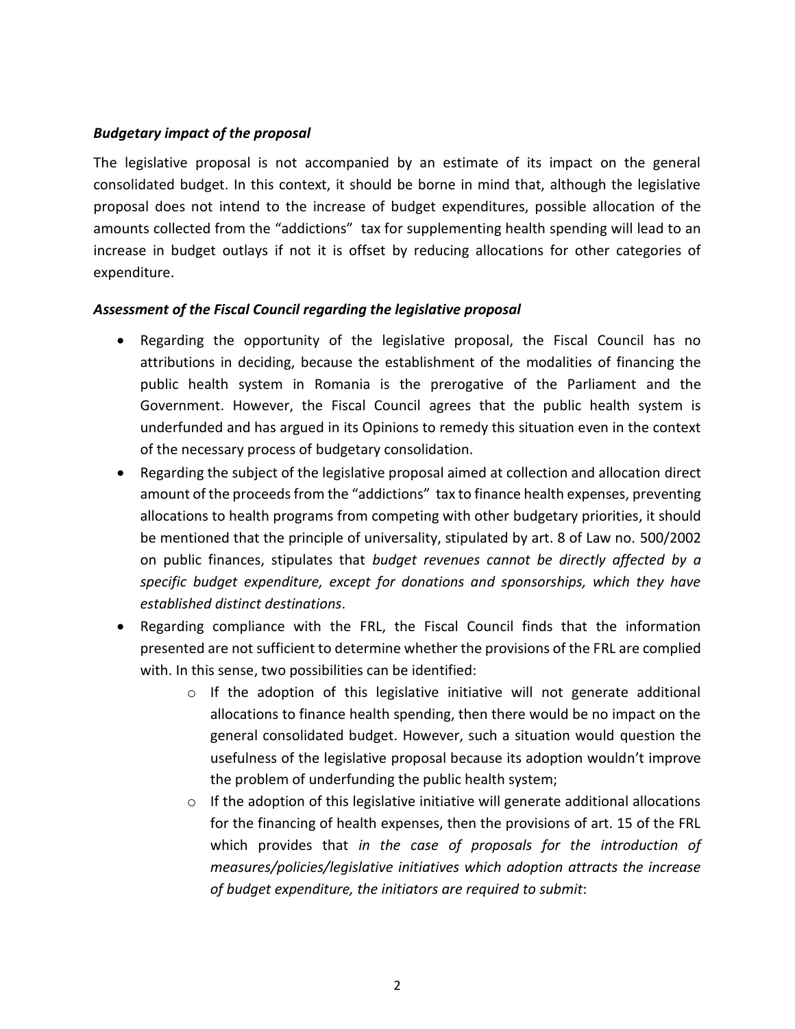***Budgetary impact of the proposal***

The legislative proposal is not accompanied by an estimate of its impact on the general consolidated budget. In this context, it should be borne in mind that, although the legislative proposal does not intend to the increase of budget expenditures, possible allocation of the amounts collected from the "addictions" tax for supplementing health spending will lead to an increase in budget outlays if not it is offset by reducing allocations for other categories of expenditure.

***Assessment of the Fiscal Council regarding the legislative proposal***

- Regarding the opportunity of the legislative proposal, the Fiscal Council has no attributions in deciding, because the establishment of the modalities of financing the public health system in Romania is the prerogative of the Parliament and the Government. However, the Fiscal Council agrees that the public health system is underfunded and has argued in its Opinions to remedy this situation even in the context of the necessary process of budgetary consolidation.
- Regarding the subject of the legislative proposal aimed at collection and allocation direct amount of the proceeds from the "addictions" tax to finance health expenses, preventing allocations to health programs from competing with other budgetary priorities, it should be mentioned that the principle of universality, stipulated by art. 8 of Law no. 500/2002 on public finances, stipulates that *budget revenues cannot be directly affected by a specific budget expenditure, except for donations and sponsorships, which they have established distinct destinations*.
- Regarding compliance with the FRL, the Fiscal Council finds that the information presented are not sufficient to determine whether the provisions of the FRL are complied with. In this sense, two possibilities can be identified:
    - If the adoption of this legislative initiative will not generate additional allocations to finance health spending, then there would be no impact on the general consolidated budget. However, such a situation would question the usefulness of the legislative proposal because its adoption wouldn't improve the problem of underfunding the public health system;
    - If the adoption of this legislative initiative will generate additional allocations for the financing of health expenses, then the provisions of art. 15 of the FRL which provides that *in the case of proposals for the introduction of measures/policies/legislative initiatives which adoption attracts the increase of budget expenditure, the initiators are required to submit*: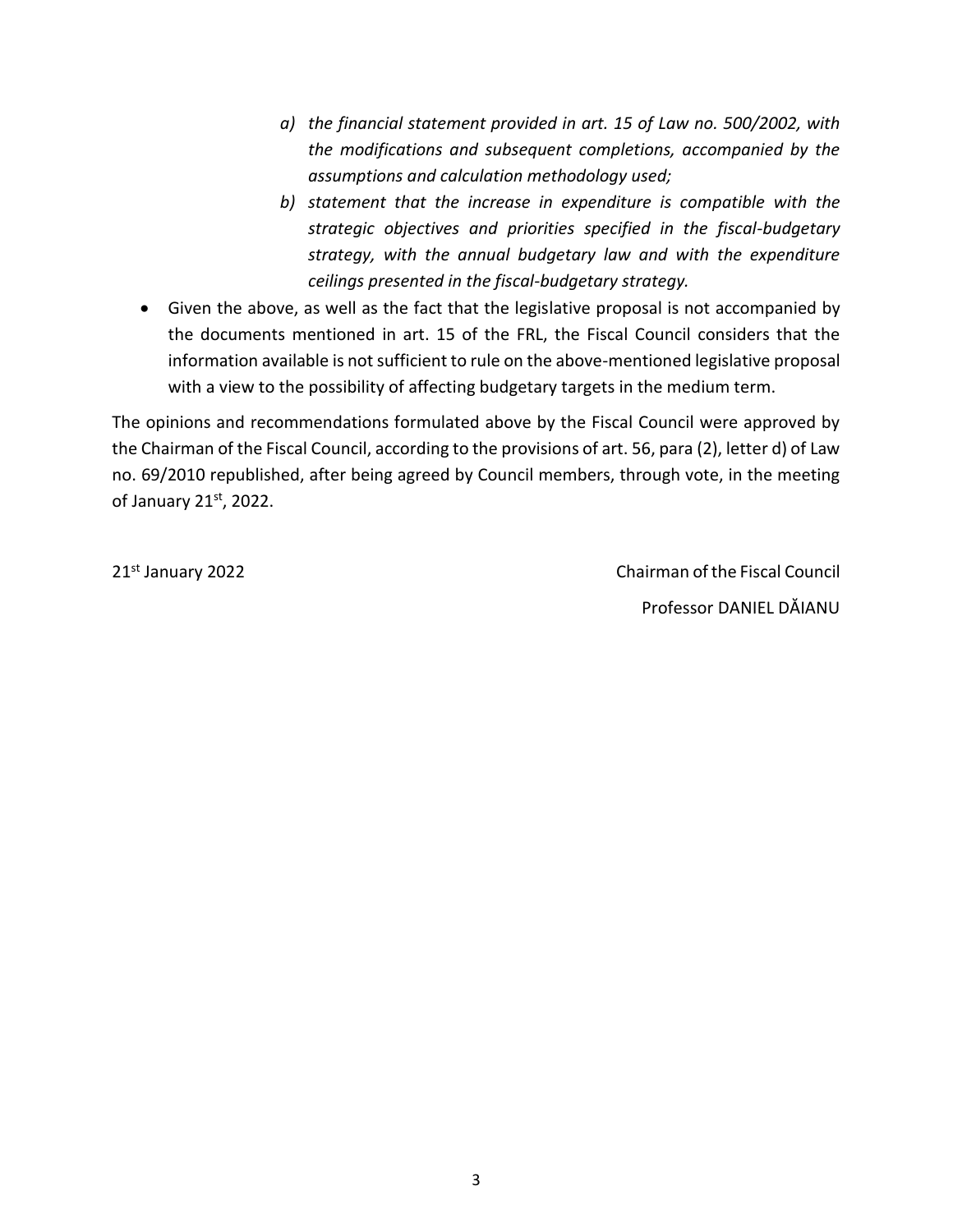*a) the financial statement provided in art. 15 of Law no. 500/2002, with the modifications and subsequent completions, accompanied by the assumptions and calculation methodology used;*

*b) statement that the increase in expenditure is compatible with the strategic objectives and priorities specified in the fiscal-budgetary strategy, with the annual budgetary law and with the expenditure ceilings presented in the fiscal-budgetary strategy.*

- Given the above, as well as the fact that the legislative proposal is not accompanied by the documents mentioned in art. 15 of the FRL, the Fiscal Council considers that the information available is not sufficient to rule on the above-mentioned legislative proposal with a view to the possibility of affecting budgetary targets in the medium term.

The opinions and recommendations formulated above by the Fiscal Council were approved by the Chairman of the Fiscal Council, according to the provisions of art. 56, para (2), letter d) of Law no. 69/2010 republished, after being agreed by Council members, through vote, in the meeting of January 21st, 2022.

21st January 2022

Chairman of the Fiscal Council

Professor DANIEL DĂIANU